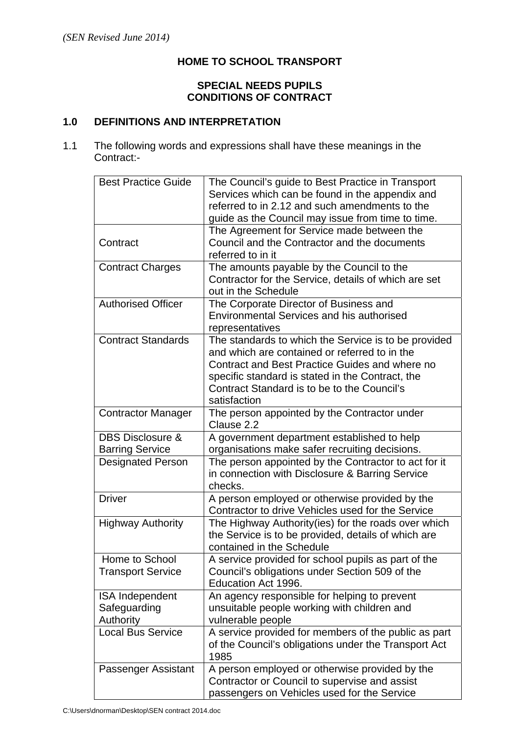*(SEN Revised June 2014)*

# HOME TO SCHOOL TRANSPORT

## SPECIAL NEEDS PUPILS
## CONDITIONS OF CONTRACT

## 1.0 DEFINITIONS AND INTERPRETATION

1.1 The following words and expressions shall have these meanings in the Contract:-

| Term | Meaning |
|---|---|
| Best Practice Guide | The Council's guide to Best Practice in Transport Services which can be found in the appendix and referred to in 2.12 and such amendments to the guide as the Council may issue from time to time. |
| Contract | The Agreement for Service made between the Council and the Contractor and the documents referred to in it |
| Contract Charges | The amounts payable by the Council to the Contractor for the Service, details of which are set out in the Schedule |
| Authorised Officer | The Corporate Director of Business and Environmental Services and his authorised representatives |
| Contract Standards | The standards to which the Service is to be provided and which are contained or referred to in the Contract and Best Practice Guides and where no specific standard is stated in the Contract, the Contract Standard is to be to the Council's satisfaction |
| Contractor Manager | The person appointed by the Contractor under Clause 2.2 |
| DBS Disclosure & Barring Service | A government department established to help organisations make safer recruiting decisions. |
| Designated Person | The person appointed by the Contractor to act for it in connection with Disclosure & Barring Service checks. |
| Driver | A person employed or otherwise provided by the Contractor to drive Vehicles used for the Service |
| Highway Authority | The Highway Authority(ies) for the roads over which the Service is to be provided, details of which are contained in the Schedule |
| Home to School Transport Service | A service provided for school pupils as part of the Council's obligations under Section 509 of the Education Act 1996. |
| ISA Independent Safeguarding Authority | An agency responsible for helping to prevent unsuitable people working with children and vulnerable people |
| Local Bus Service | A service provided for members of the public as part of the Council's obligations under the Transport Act 1985 |
| Passenger Assistant | A person employed or otherwise provided by the Contractor or Council to supervise and assist passengers on Vehicles used for the Service |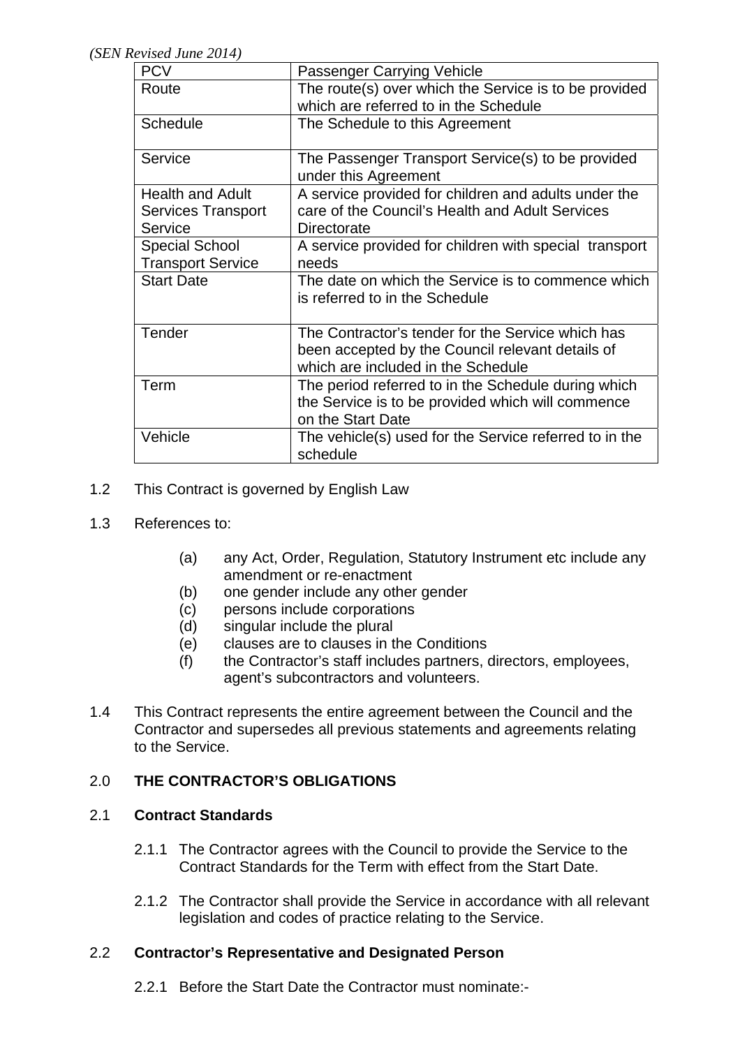*(SEN Revised June 2014)*

| PCV | Passenger Carrying Vehicle |
|---|---|
| Route | The route(s) over which the Service is to be provided which are referred to in the Schedule |
| Schedule | The Schedule to this Agreement |
| Service | The Passenger Transport Service(s) to be provided under this Agreement |
| Health and Adult Services Transport Service | A service provided for children and adults under the care of the Council's Health and Adult Services Directorate |
| Special School Transport Service | A service provided for children with special transport needs |
| Start Date | The date on which the Service is to commence which is referred to in the Schedule |
| Tender | The Contractor's tender for the Service which has been accepted by the Council relevant details of which are included in the Schedule |
| Term | The period referred to in the Schedule during which the Service is to be provided which will commence on the Start Date |
| Vehicle | The vehicle(s) used for the Service referred to in the schedule |

1.2 This Contract is governed by English Law

1.3 References to:

- (a) any Act, Order, Regulation, Statutory Instrument etc include any amendment or re-enactment
- (b) one gender include any other gender
- (c) persons include corporations
- (d) singular include the plural
- (e) clauses are to clauses in the Conditions
- (f) the Contractor's staff includes partners, directors, employees, agent's subcontractors and volunteers.

1.4 This Contract represents the entire agreement between the Council and the Contractor and supersedes all previous statements and agreements relating to the Service.

## 2.0 THE CONTRACTOR'S OBLIGATIONS

### 2.1 Contract Standards

2.1.1 The Contractor agrees with the Council to provide the Service to the Contract Standards for the Term with effect from the Start Date.

2.1.2 The Contractor shall provide the Service in accordance with all relevant legislation and codes of practice relating to the Service.

### 2.2 Contractor's Representative and Designated Person

2.2.1 Before the Start Date the Contractor must nominate:-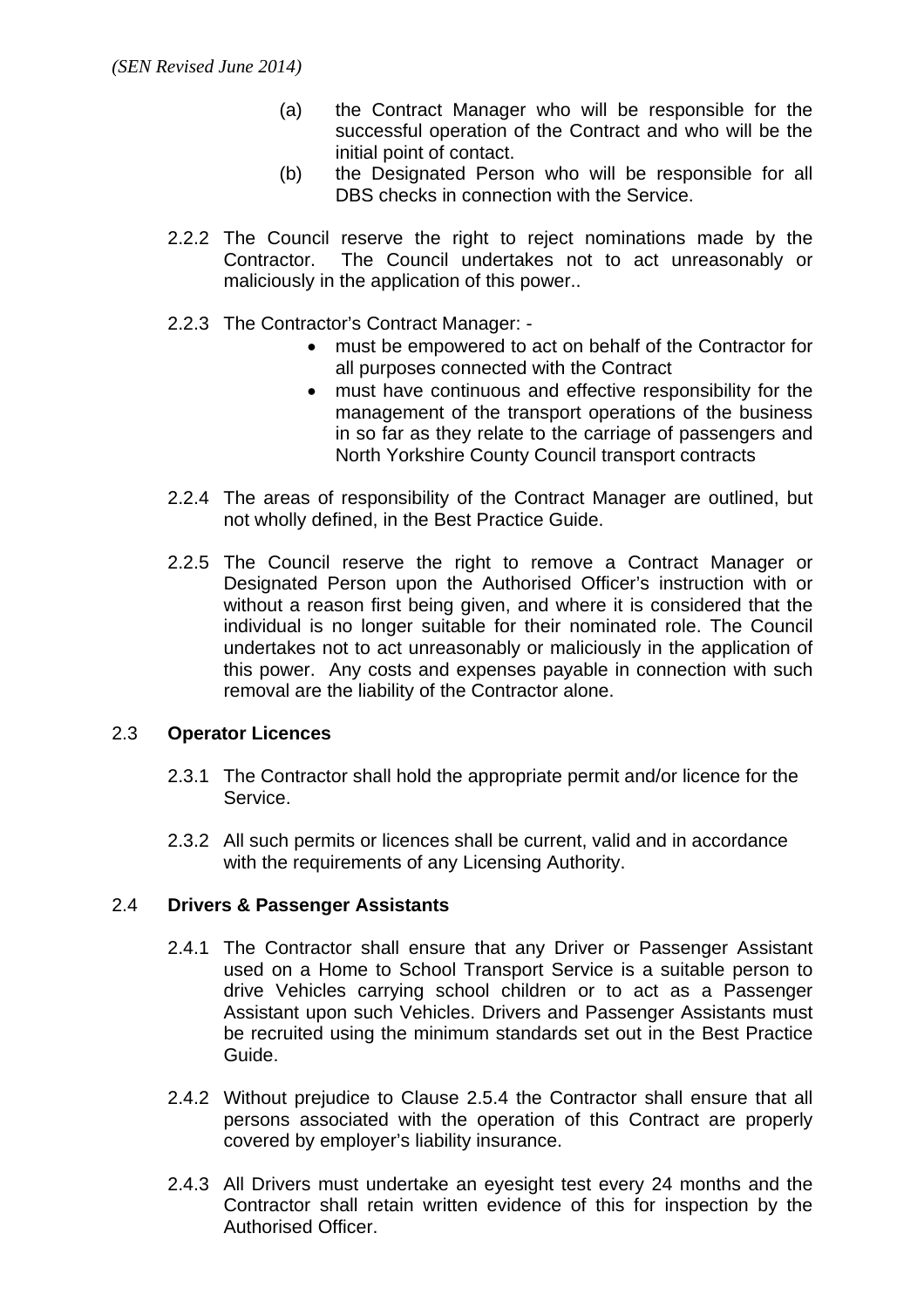(a) the Contract Manager who will be responsible for the successful operation of the Contract and who will be the initial point of contact.

(b) the Designated Person who will be responsible for all DBS checks in connection with the Service.

2.2.2 The Council reserve the right to reject nominations made by the Contractor. The Council undertakes not to act unreasonably or maliciously in the application of this power..

2.2.3 The Contractor's Contract Manager: -

- must be empowered to act on behalf of the Contractor for all purposes connected with the Contract
- must have continuous and effective responsibility for the management of the transport operations of the business in so far as they relate to the carriage of passengers and North Yorkshire County Council transport contracts

2.2.4 The areas of responsibility of the Contract Manager are outlined, but not wholly defined, in the Best Practice Guide.

2.2.5 The Council reserve the right to remove a Contract Manager or Designated Person upon the Authorised Officer's instruction with or without a reason first being given, and where it is considered that the individual is no longer suitable for their nominated role. The Council undertakes not to act unreasonably or maliciously in the application of this power. Any costs and expenses payable in connection with such removal are the liability of the Contractor alone.

## 2.3 **Operator Licences**

2.3.1 The Contractor shall hold the appropriate permit and/or licence for the Service.

2.3.2 All such permits or licences shall be current, valid and in accordance with the requirements of any Licensing Authority.

## 2.4 **Drivers & Passenger Assistants**

2.4.1 The Contractor shall ensure that any Driver or Passenger Assistant used on a Home to School Transport Service is a suitable person to drive Vehicles carrying school children or to act as a Passenger Assistant upon such Vehicles. Drivers and Passenger Assistants must be recruited using the minimum standards set out in the Best Practice Guide.

2.4.2 Without prejudice to Clause 2.5.4 the Contractor shall ensure that all persons associated with the operation of this Contract are properly covered by employer's liability insurance.

2.4.3 All Drivers must undertake an eyesight test every 24 months and the Contractor shall retain written evidence of this for inspection by the Authorised Officer.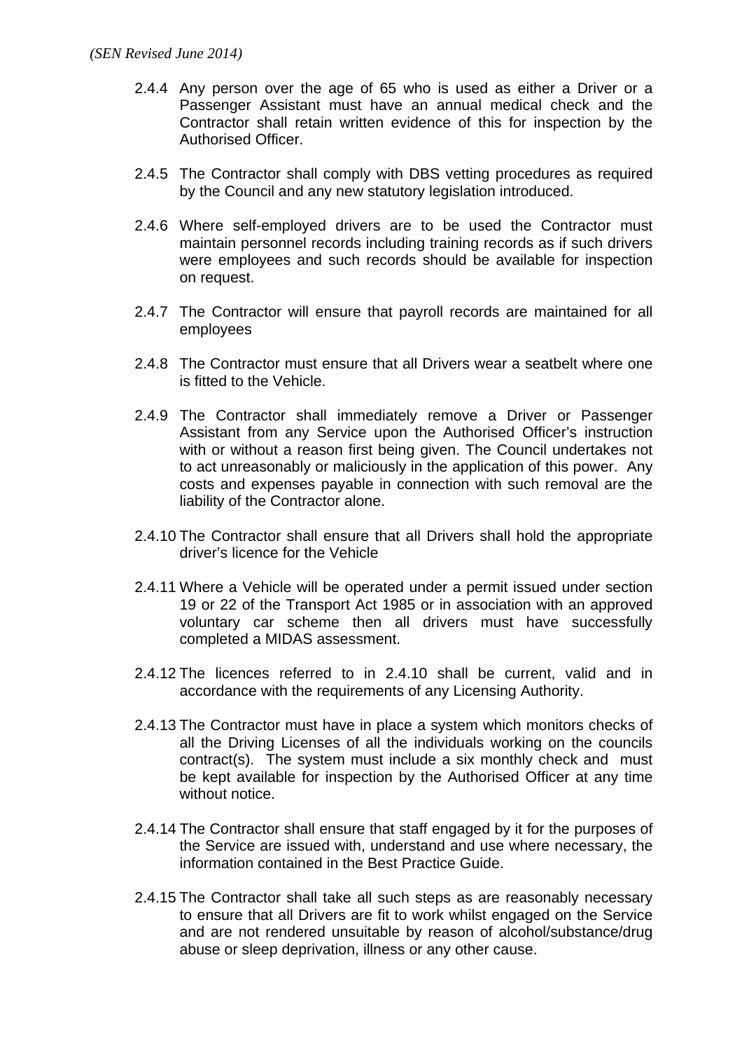2.4.4 Any person over the age of 65 who is used as either a Driver or a Passenger Assistant must have an annual medical check and the Contractor shall retain written evidence of this for inspection by the Authorised Officer.

2.4.5 The Contractor shall comply with DBS vetting procedures as required by the Council and any new statutory legislation introduced.

2.4.6 Where self-employed drivers are to be used the Contractor must maintain personnel records including training records as if such drivers were employees and such records should be available for inspection on request.

2.4.7 The Contractor will ensure that payroll records are maintained for all employees

2.4.8 The Contractor must ensure that all Drivers wear a seatbelt where one is fitted to the Vehicle.

2.4.9 The Contractor shall immediately remove a Driver or Passenger Assistant from any Service upon the Authorised Officer's instruction with or without a reason first being given. The Council undertakes not to act unreasonably or maliciously in the application of this power. Any costs and expenses payable in connection with such removal are the liability of the Contractor alone.

2.4.10 The Contractor shall ensure that all Drivers shall hold the appropriate driver's licence for the Vehicle

2.4.11 Where a Vehicle will be operated under a permit issued under section 19 or 22 of the Transport Act 1985 or in association with an approved voluntary car scheme then all drivers must have successfully completed a MIDAS assessment.

2.4.12 The licences referred to in 2.4.10 shall be current, valid and in accordance with the requirements of any Licensing Authority.

2.4.13 The Contractor must have in place a system which monitors checks of all the Driving Licenses of all the individuals working on the councils contract(s). The system must include a six monthly check and must be kept available for inspection by the Authorised Officer at any time without notice.

2.4.14 The Contractor shall ensure that staff engaged by it for the purposes of the Service are issued with, understand and use where necessary, the information contained in the Best Practice Guide.

2.4.15 The Contractor shall take all such steps as are reasonably necessary to ensure that all Drivers are fit to work whilst engaged on the Service and are not rendered unsuitable by reason of alcohol/substance/drug abuse or sleep deprivation, illness or any other cause.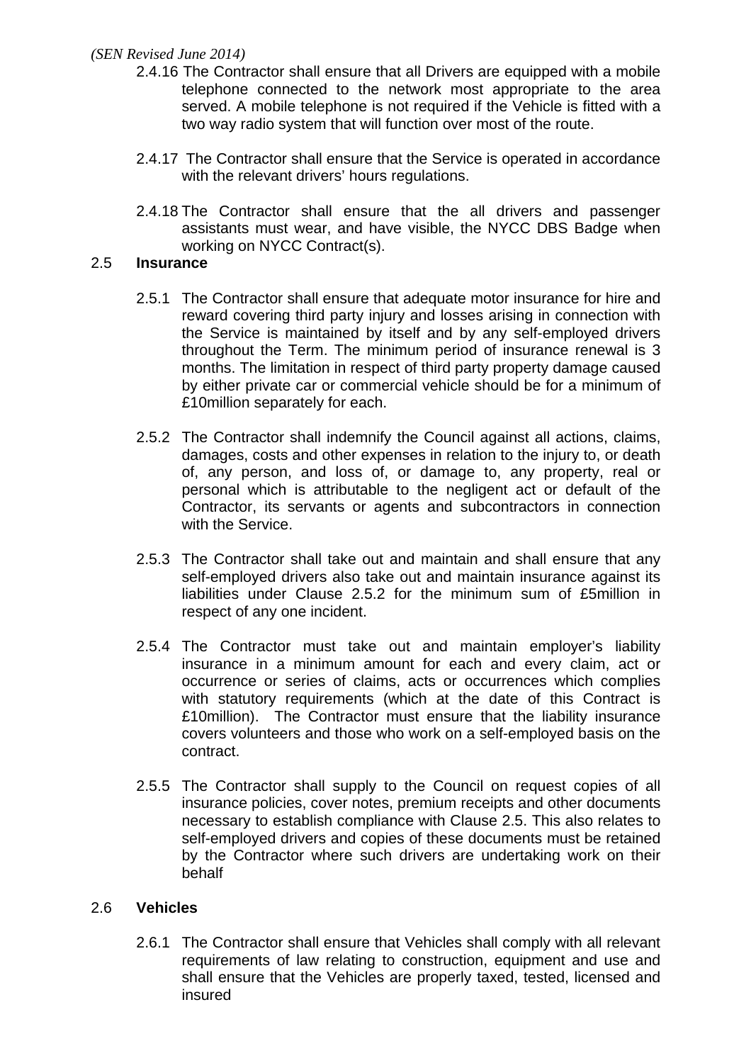2.4.16 The Contractor shall ensure that all Drivers are equipped with a mobile telephone connected to the network most appropriate to the area served. A mobile telephone is not required if the Vehicle is fitted with a two way radio system that will function over most of the route.

2.4.17 The Contractor shall ensure that the Service is operated in accordance with the relevant drivers' hours regulations.

2.4.18 The Contractor shall ensure that the all drivers and passenger assistants must wear, and have visible, the NYCC DBS Badge when working on NYCC Contract(s).

## 2.5 Insurance

2.5.1 The Contractor shall ensure that adequate motor insurance for hire and reward covering third party injury and losses arising in connection with the Service is maintained by itself and by any self-employed drivers throughout the Term. The minimum period of insurance renewal is 3 months. The limitation in respect of third party property damage caused by either private car or commercial vehicle should be for a minimum of £10million separately for each.

2.5.2 The Contractor shall indemnify the Council against all actions, claims, damages, costs and other expenses in relation to the injury to, or death of, any person, and loss of, or damage to, any property, real or personal which is attributable to the negligent act or default of the Contractor, its servants or agents and subcontractors in connection with the Service.

2.5.3 The Contractor shall take out and maintain and shall ensure that any self-employed drivers also take out and maintain insurance against its liabilities under Clause 2.5.2 for the minimum sum of £5million in respect of any one incident.

2.5.4 The Contractor must take out and maintain employer's liability insurance in a minimum amount for each and every claim, act or occurrence or series of claims, acts or occurrences which complies with statutory requirements (which at the date of this Contract is £10million). The Contractor must ensure that the liability insurance covers volunteers and those who work on a self-employed basis on the contract.

2.5.5 The Contractor shall supply to the Council on request copies of all insurance policies, cover notes, premium receipts and other documents necessary to establish compliance with Clause 2.5. This also relates to self-employed drivers and copies of these documents must be retained by the Contractor where such drivers are undertaking work on their behalf

## 2.6 Vehicles

2.6.1 The Contractor shall ensure that Vehicles shall comply with all relevant requirements of law relating to construction, equipment and use and shall ensure that the Vehicles are properly taxed, tested, licensed and insured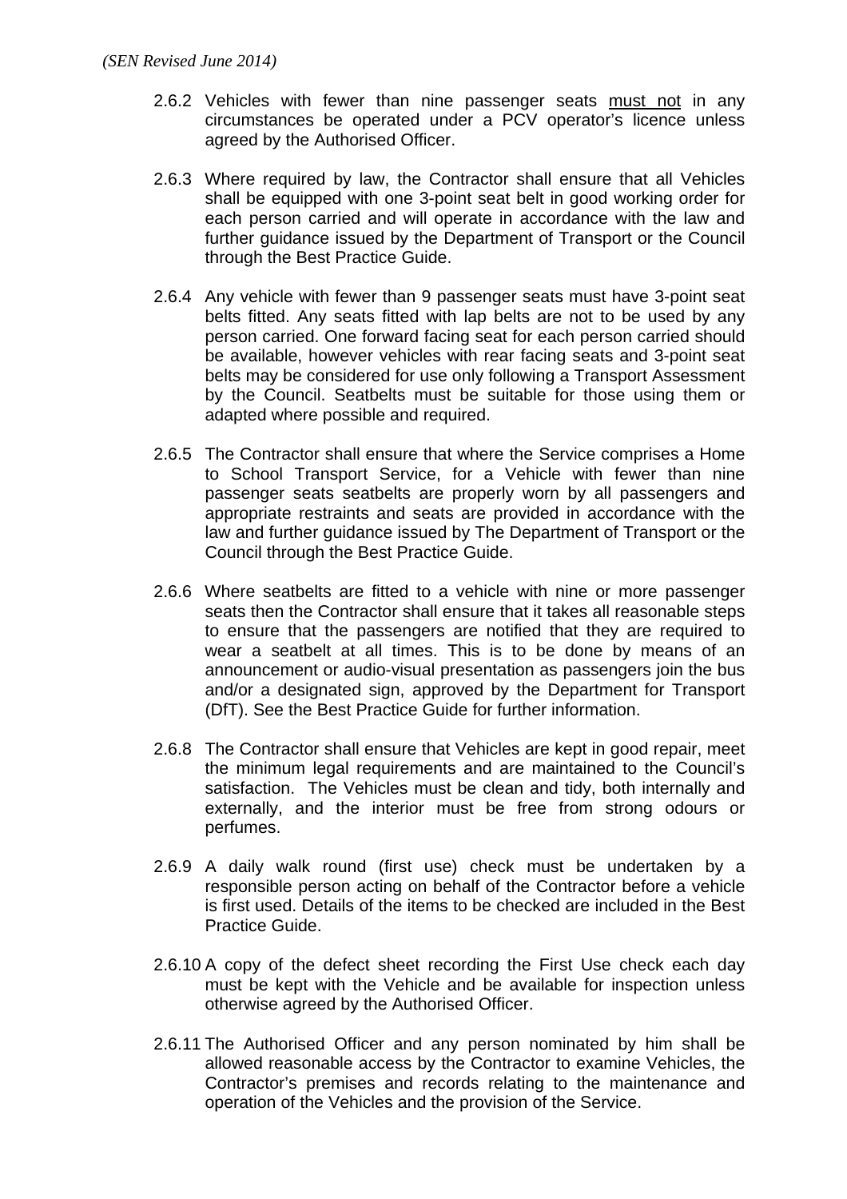2.6.2 Vehicles with fewer than nine passenger seats <u>must not</u> in any circumstances be operated under a PCV operator's licence unless agreed by the Authorised Officer.

2.6.3 Where required by law, the Contractor shall ensure that all Vehicles shall be equipped with one 3-point seat belt in good working order for each person carried and will operate in accordance with the law and further guidance issued by the Department of Transport or the Council through the Best Practice Guide.

2.6.4 Any vehicle with fewer than 9 passenger seats must have 3-point seat belts fitted. Any seats fitted with lap belts are not to be used by any person carried. One forward facing seat for each person carried should be available, however vehicles with rear facing seats and 3-point seat belts may be considered for use only following a Transport Assessment by the Council. Seatbelts must be suitable for those using them or adapted where possible and required.

2.6.5 The Contractor shall ensure that where the Service comprises a Home to School Transport Service, for a Vehicle with fewer than nine passenger seats seatbelts are properly worn by all passengers and appropriate restraints and seats are provided in accordance with the law and further guidance issued by The Department of Transport or the Council through the Best Practice Guide.

2.6.6 Where seatbelts are fitted to a vehicle with nine or more passenger seats then the Contractor shall ensure that it takes all reasonable steps to ensure that the passengers are notified that they are required to wear a seatbelt at all times. This is to be done by means of an announcement or audio-visual presentation as passengers join the bus and/or a designated sign, approved by the Department for Transport (DfT). See the Best Practice Guide for further information.

2.6.8 The Contractor shall ensure that Vehicles are kept in good repair, meet the minimum legal requirements and are maintained to the Council's satisfaction. The Vehicles must be clean and tidy, both internally and externally, and the interior must be free from strong odours or perfumes.

2.6.9 A daily walk round (first use) check must be undertaken by a responsible person acting on behalf of the Contractor before a vehicle is first used. Details of the items to be checked are included in the Best Practice Guide.

2.6.10 A copy of the defect sheet recording the First Use check each day must be kept with the Vehicle and be available for inspection unless otherwise agreed by the Authorised Officer.

2.6.11 The Authorised Officer and any person nominated by him shall be allowed reasonable access by the Contractor to examine Vehicles, the Contractor's premises and records relating to the maintenance and operation of the Vehicles and the provision of the Service.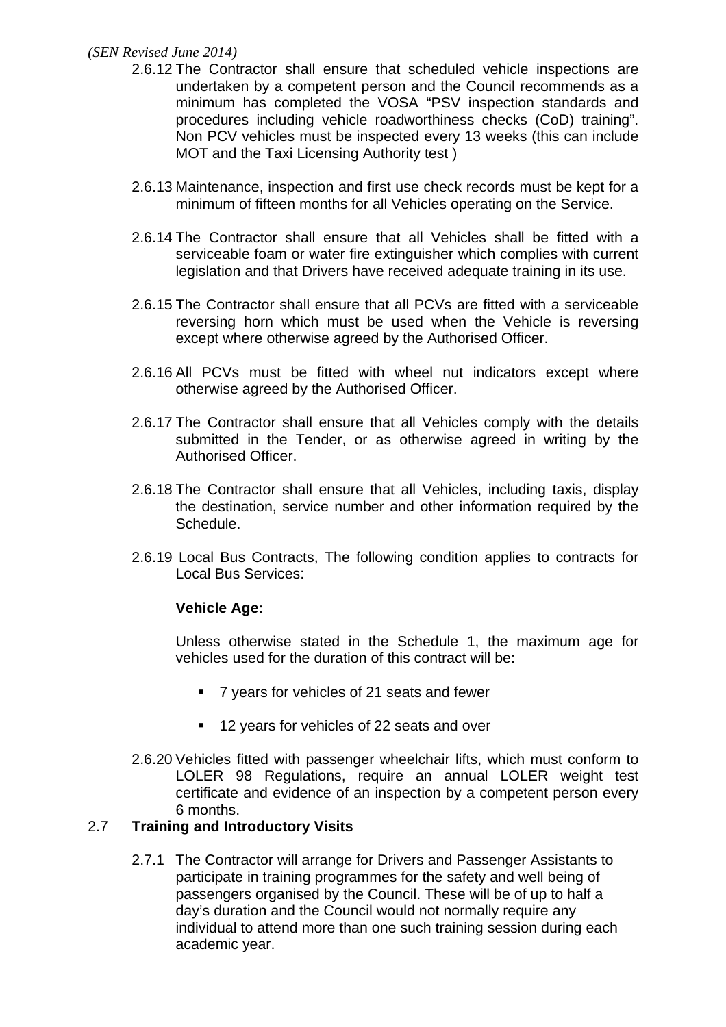2.6.12 The Contractor shall ensure that scheduled vehicle inspections are undertaken by a competent person and the Council recommends as a minimum has completed the VOSA "PSV inspection standards and procedures including vehicle roadworthiness checks (CoD) training". Non PCV vehicles must be inspected every 13 weeks (this can include MOT and the Taxi Licensing Authority test )

2.6.13 Maintenance, inspection and first use check records must be kept for a minimum of fifteen months for all Vehicles operating on the Service.

2.6.14 The Contractor shall ensure that all Vehicles shall be fitted with a serviceable foam or water fire extinguisher which complies with current legislation and that Drivers have received adequate training in its use.

2.6.15 The Contractor shall ensure that all PCVs are fitted with a serviceable reversing horn which must be used when the Vehicle is reversing except where otherwise agreed by the Authorised Officer.

2.6.16 All PCVs must be fitted with wheel nut indicators except where otherwise agreed by the Authorised Officer.

2.6.17 The Contractor shall ensure that all Vehicles comply with the details submitted in the Tender, or as otherwise agreed in writing by the Authorised Officer.

2.6.18 The Contractor shall ensure that all Vehicles, including taxis, display the destination, service number and other information required by the Schedule.

2.6.19 Local Bus Contracts, The following condition applies to contracts for Local Bus Services:

**Vehicle Age:**

Unless otherwise stated in the Schedule 1, the maximum age for vehicles used for the duration of this contract will be:

- 7 years for vehicles of 21 seats and fewer
- 12 years for vehicles of 22 seats and over

2.6.20 Vehicles fitted with passenger wheelchair lifts, which must conform to LOLER 98 Regulations, require an annual LOLER weight test certificate and evidence of an inspection by a competent person every 6 months.

## 2.7 Training and Introductory Visits

2.7.1 The Contractor will arrange for Drivers and Passenger Assistants to participate in training programmes for the safety and well being of passengers organised by the Council. These will be of up to half a day's duration and the Council would not normally require any individual to attend more than one such training session during each academic year.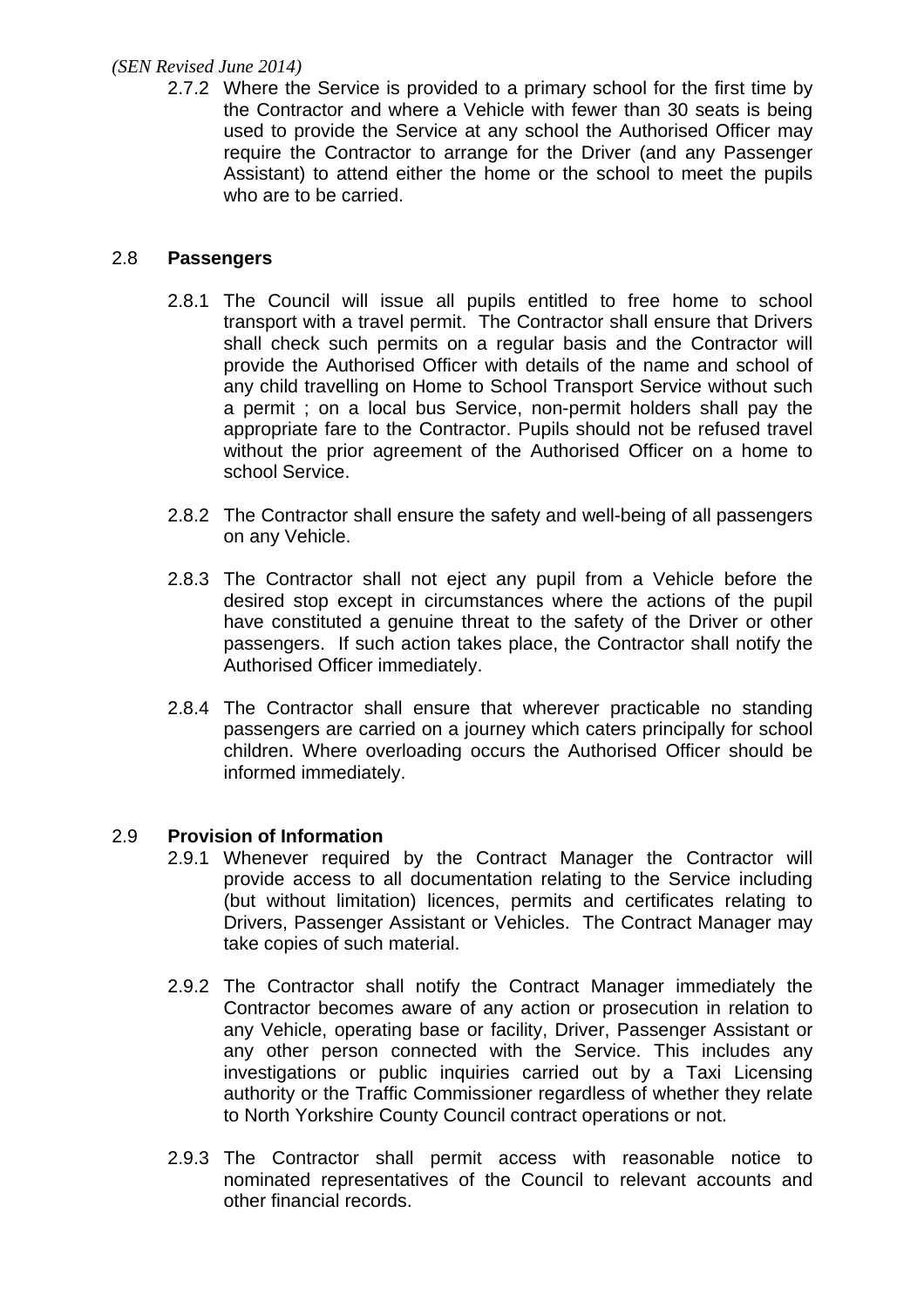2.7.2 Where the Service is provided to a primary school for the first time by the Contractor and where a Vehicle with fewer than 30 seats is being used to provide the Service at any school the Authorised Officer may require the Contractor to arrange for the Driver (and any Passenger Assistant) to attend either the home or the school to meet the pupils who are to be carried.

## 2.8 Passengers

2.8.1 The Council will issue all pupils entitled to free home to school transport with a travel permit. The Contractor shall ensure that Drivers shall check such permits on a regular basis and the Contractor will provide the Authorised Officer with details of the name and school of any child travelling on Home to School Transport Service without such a permit ; on a local bus Service, non-permit holders shall pay the appropriate fare to the Contractor. Pupils should not be refused travel without the prior agreement of the Authorised Officer on a home to school Service.

2.8.2 The Contractor shall ensure the safety and well-being of all passengers on any Vehicle.

2.8.3 The Contractor shall not eject any pupil from a Vehicle before the desired stop except in circumstances where the actions of the pupil have constituted a genuine threat to the safety of the Driver or other passengers. If such action takes place, the Contractor shall notify the Authorised Officer immediately.

2.8.4 The Contractor shall ensure that wherever practicable no standing passengers are carried on a journey which caters principally for school children. Where overloading occurs the Authorised Officer should be informed immediately.

## 2.9 Provision of Information

2.9.1 Whenever required by the Contract Manager the Contractor will provide access to all documentation relating to the Service including (but without limitation) licences, permits and certificates relating to Drivers, Passenger Assistant or Vehicles. The Contract Manager may take copies of such material.

2.9.2 The Contractor shall notify the Contract Manager immediately the Contractor becomes aware of any action or prosecution in relation to any Vehicle, operating base or facility, Driver, Passenger Assistant or any other person connected with the Service. This includes any investigations or public inquiries carried out by a Taxi Licensing authority or the Traffic Commissioner regardless of whether they relate to North Yorkshire County Council contract operations or not.

2.9.3 The Contractor shall permit access with reasonable notice to nominated representatives of the Council to relevant accounts and other financial records.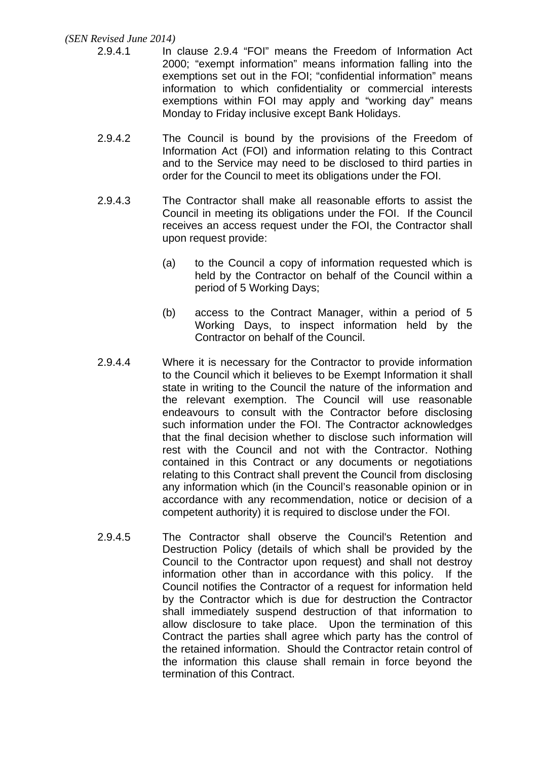2.9.4.1 In clause 2.9.4 “FOI” means the Freedom of Information Act 2000; “exempt information” means information falling into the exemptions set out in the FOI; “confidential information” means information to which confidentiality or commercial interests exemptions within FOI may apply and “working day” means Monday to Friday inclusive except Bank Holidays.

2.9.4.2 The Council is bound by the provisions of the Freedom of Information Act (FOI) and information relating to this Contract and to the Service may need to be disclosed to third parties in order for the Council to meet its obligations under the FOI.

2.9.4.3 The Contractor shall make all reasonable efforts to assist the Council in meeting its obligations under the FOI. If the Council receives an access request under the FOI, the Contractor shall upon request provide:

(a) to the Council a copy of information requested which is held by the Contractor on behalf of the Council within a period of 5 Working Days;

(b) access to the Contract Manager, within a period of 5 Working Days, to inspect information held by the Contractor on behalf of the Council.

2.9.4.4 Where it is necessary for the Contractor to provide information to the Council which it believes to be Exempt Information it shall state in writing to the Council the nature of the information and the relevant exemption. The Council will use reasonable endeavours to consult with the Contractor before disclosing such information under the FOI. The Contractor acknowledges that the final decision whether to disclose such information will rest with the Council and not with the Contractor. Nothing contained in this Contract or any documents or negotiations relating to this Contract shall prevent the Council from disclosing any information which (in the Council’s reasonable opinion or in accordance with any recommendation, notice or decision of a competent authority) it is required to disclose under the FOI.

2.9.4.5 The Contractor shall observe the Council's Retention and Destruction Policy (details of which shall be provided by the Council to the Contractor upon request) and shall not destroy information other than in accordance with this policy. If the Council notifies the Contractor of a request for information held by the Contractor which is due for destruction the Contractor shall immediately suspend destruction of that information to allow disclosure to take place. Upon the termination of this Contract the parties shall agree which party has the control of the retained information. Should the Contractor retain control of the information this clause shall remain in force beyond the termination of this Contract.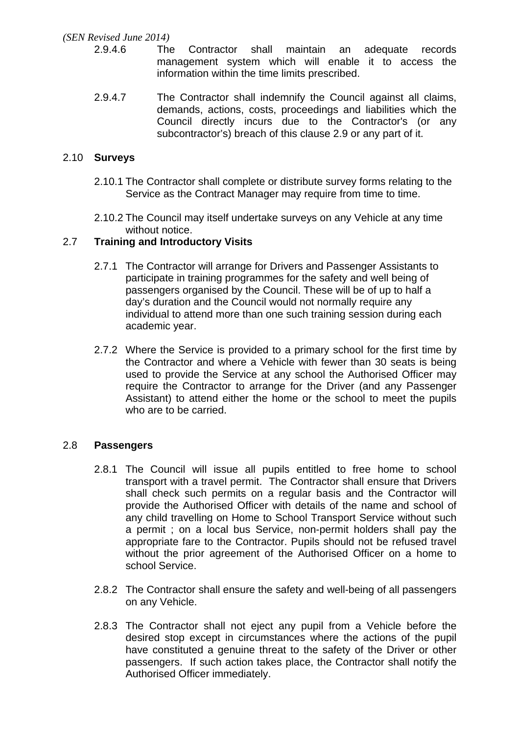2.9.4.6 The Contractor shall maintain an adequate records management system which will enable it to access the information within the time limits prescribed.

2.9.4.7 The Contractor shall indemnify the Council against all claims, demands, actions, costs, proceedings and liabilities which the Council directly incurs due to the Contractor's (or any subcontractor's) breach of this clause 2.9 or any part of it.

## 2.10 Surveys

2.10.1 The Contractor shall complete or distribute survey forms relating to the Service as the Contract Manager may require from time to time.

2.10.2 The Council may itself undertake surveys on any Vehicle at any time without notice.

## 2.7 Training and Introductory Visits

2.7.1 The Contractor will arrange for Drivers and Passenger Assistants to participate in training programmes for the safety and well being of passengers organised by the Council. These will be of up to half a day's duration and the Council would not normally require any individual to attend more than one such training session during each academic year.

2.7.2 Where the Service is provided to a primary school for the first time by the Contractor and where a Vehicle with fewer than 30 seats is being used to provide the Service at any school the Authorised Officer may require the Contractor to arrange for the Driver (and any Passenger Assistant) to attend either the home or the school to meet the pupils who are to be carried.

## 2.8 Passengers

2.8.1 The Council will issue all pupils entitled to free home to school transport with a travel permit. The Contractor shall ensure that Drivers shall check such permits on a regular basis and the Contractor will provide the Authorised Officer with details of the name and school of any child travelling on Home to School Transport Service without such a permit ; on a local bus Service, non-permit holders shall pay the appropriate fare to the Contractor. Pupils should not be refused travel without the prior agreement of the Authorised Officer on a home to school Service.

2.8.2 The Contractor shall ensure the safety and well-being of all passengers on any Vehicle.

2.8.3 The Contractor shall not eject any pupil from a Vehicle before the desired stop except in circumstances where the actions of the pupil have constituted a genuine threat to the safety of the Driver or other passengers. If such action takes place, the Contractor shall notify the Authorised Officer immediately.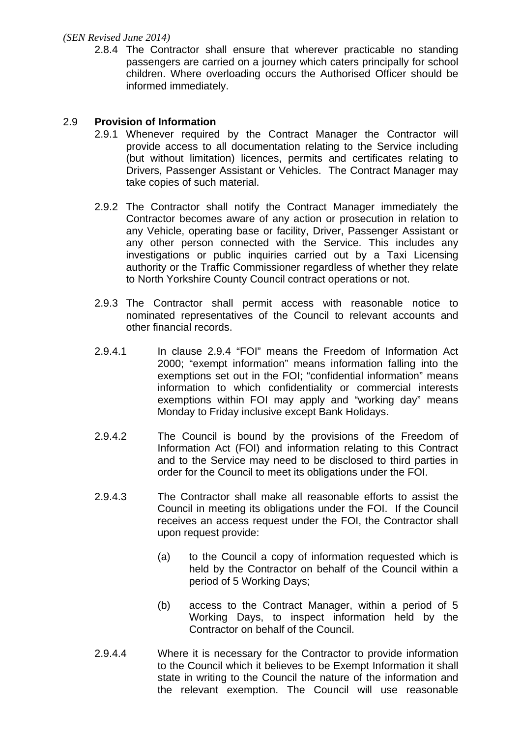2.8.4 The Contractor shall ensure that wherever practicable no standing passengers are carried on a journey which caters principally for school children. Where overloading occurs the Authorised Officer should be informed immediately.

2.9 **Provision of Information**

2.9.1 Whenever required by the Contract Manager the Contractor will provide access to all documentation relating to the Service including (but without limitation) licences, permits and certificates relating to Drivers, Passenger Assistant or Vehicles. The Contract Manager may take copies of such material.

2.9.2 The Contractor shall notify the Contract Manager immediately the Contractor becomes aware of any action or prosecution in relation to any Vehicle, operating base or facility, Driver, Passenger Assistant or any other person connected with the Service. This includes any investigations or public inquiries carried out by a Taxi Licensing authority or the Traffic Commissioner regardless of whether they relate to North Yorkshire County Council contract operations or not.

2.9.3 The Contractor shall permit access with reasonable notice to nominated representatives of the Council to relevant accounts and other financial records.

2.9.4.1 In clause 2.9.4 "FOI" means the Freedom of Information Act 2000; "exempt information" means information falling into the exemptions set out in the FOI; "confidential information" means information to which confidentiality or commercial interests exemptions within FOI may apply and "working day" means Monday to Friday inclusive except Bank Holidays.

2.9.4.2 The Council is bound by the provisions of the Freedom of Information Act (FOI) and information relating to this Contract and to the Service may need to be disclosed to third parties in order for the Council to meet its obligations under the FOI.

2.9.4.3 The Contractor shall make all reasonable efforts to assist the Council in meeting its obligations under the FOI. If the Council receives an access request under the FOI, the Contractor shall upon request provide:

(a) to the Council a copy of information requested which is held by the Contractor on behalf of the Council within a period of 5 Working Days;

(b) access to the Contract Manager, within a period of 5 Working Days, to inspect information held by the Contractor on behalf of the Council.

2.9.4.4 Where it is necessary for the Contractor to provide information to the Council which it believes to be Exempt Information it shall state in writing to the Council the nature of the information and the relevant exemption. The Council will use reasonable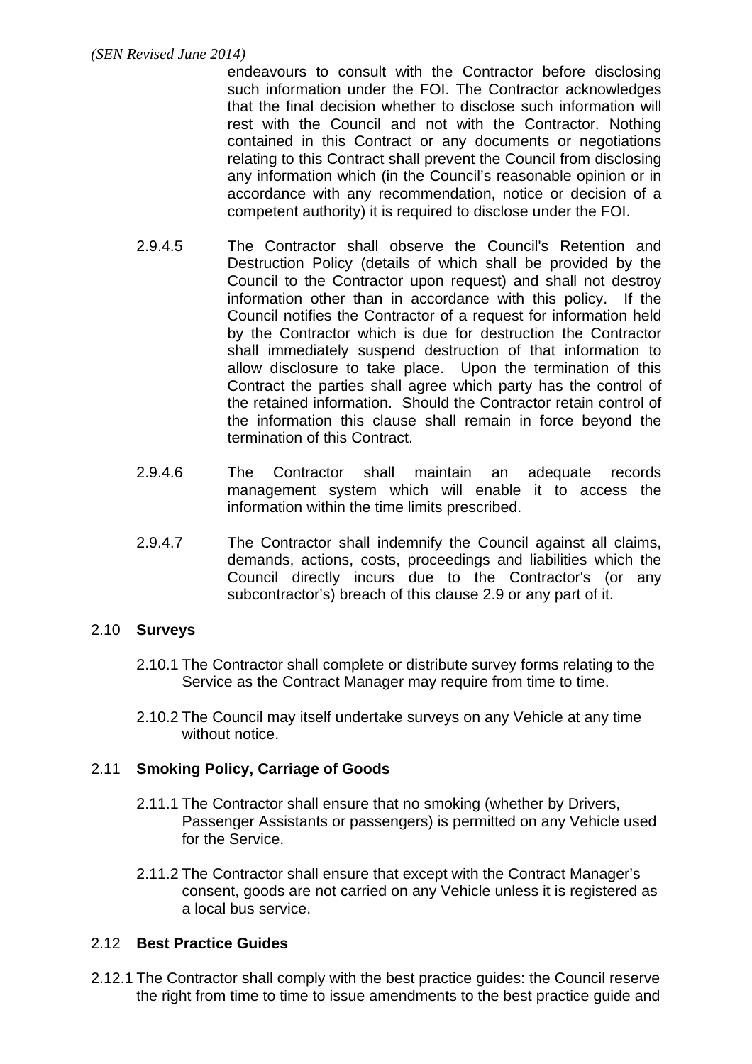endeavours to consult with the Contractor before disclosing such information under the FOI. The Contractor acknowledges that the final decision whether to disclose such information will rest with the Council and not with the Contractor. Nothing contained in this Contract or any documents or negotiations relating to this Contract shall prevent the Council from disclosing any information which (in the Council's reasonable opinion or in accordance with any recommendation, notice or decision of a competent authority) it is required to disclose under the FOI.

2.9.4.5 The Contractor shall observe the Council's Retention and Destruction Policy (details of which shall be provided by the Council to the Contractor upon request) and shall not destroy information other than in accordance with this policy. If the Council notifies the Contractor of a request for information held by the Contractor which is due for destruction the Contractor shall immediately suspend destruction of that information to allow disclosure to take place. Upon the termination of this Contract the parties shall agree which party has the control of the retained information. Should the Contractor retain control of the information this clause shall remain in force beyond the termination of this Contract.

2.9.4.6 The Contractor shall maintain an adequate records management system which will enable it to access the information within the time limits prescribed.

2.9.4.7 The Contractor shall indemnify the Council against all claims, demands, actions, costs, proceedings and liabilities which the Council directly incurs due to the Contractor's (or any subcontractor's) breach of this clause 2.9 or any part of it.

## 2.10 Surveys

2.10.1 The Contractor shall complete or distribute survey forms relating to the Service as the Contract Manager may require from time to time.

2.10.2 The Council may itself undertake surveys on any Vehicle at any time without notice.

## 2.11 Smoking Policy, Carriage of Goods

2.11.1 The Contractor shall ensure that no smoking (whether by Drivers, Passenger Assistants or passengers) is permitted on any Vehicle used for the Service.

2.11.2 The Contractor shall ensure that except with the Contract Manager's consent, goods are not carried on any Vehicle unless it is registered as a local bus service.

## 2.12 Best Practice Guides

2.12.1 The Contractor shall comply with the best practice guides: the Council reserve the right from time to time to issue amendments to the best practice guide and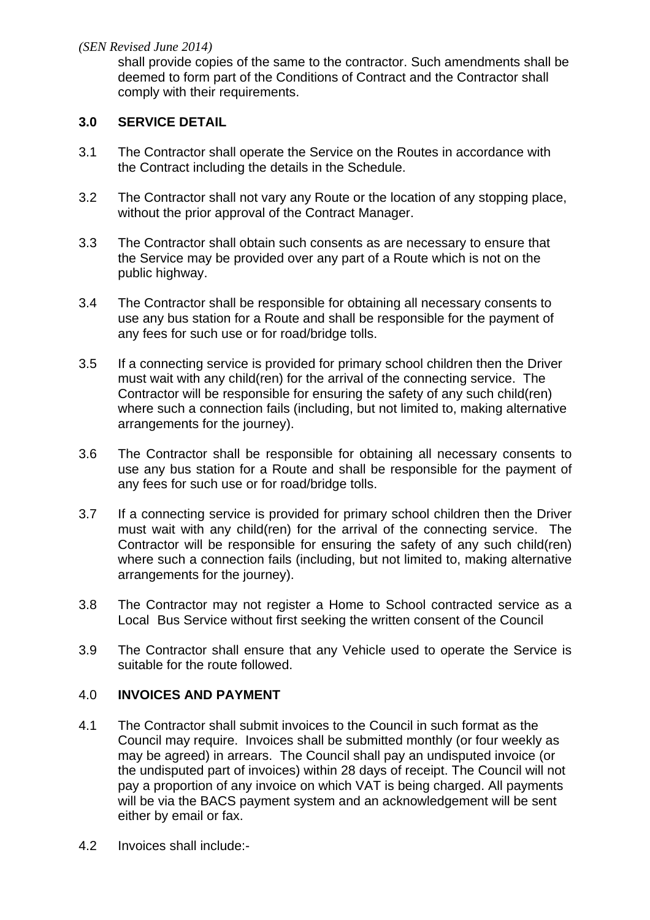shall provide copies of the same to the contractor. Such amendments shall be deemed to form part of the Conditions of Contract and the Contractor shall comply with their requirements.

## 3.0 SERVICE DETAIL

3.1 The Contractor shall operate the Service on the Routes in accordance with the Contract including the details in the Schedule.

3.2 The Contractor shall not vary any Route or the location of any stopping place, without the prior approval of the Contract Manager.

3.3 The Contractor shall obtain such consents as are necessary to ensure that the Service may be provided over any part of a Route which is not on the public highway.

3.4 The Contractor shall be responsible for obtaining all necessary consents to use any bus station for a Route and shall be responsible for the payment of any fees for such use or for road/bridge tolls.

3.5 If a connecting service is provided for primary school children then the Driver must wait with any child(ren) for the arrival of the connecting service. The Contractor will be responsible for ensuring the safety of any such child(ren) where such a connection fails (including, but not limited to, making alternative arrangements for the journey).

3.6 The Contractor shall be responsible for obtaining all necessary consents to use any bus station for a Route and shall be responsible for the payment of any fees for such use or for road/bridge tolls.

3.7 If a connecting service is provided for primary school children then the Driver must wait with any child(ren) for the arrival of the connecting service. The Contractor will be responsible for ensuring the safety of any such child(ren) where such a connection fails (including, but not limited to, making alternative arrangements for the journey).

3.8 The Contractor may not register a Home to School contracted service as a Local Bus Service without first seeking the written consent of the Council

3.9 The Contractor shall ensure that any Vehicle used to operate the Service is suitable for the route followed.

## 4.0 INVOICES AND PAYMENT

4.1 The Contractor shall submit invoices to the Council in such format as the Council may require. Invoices shall be submitted monthly (or four weekly as may be agreed) in arrears. The Council shall pay an undisputed invoice (or the undisputed part of invoices) within 28 days of receipt. The Council will not pay a proportion of any invoice on which VAT is being charged. All payments will be via the BACS payment system and an acknowledgement will be sent either by email or fax.

4.2 Invoices shall include:-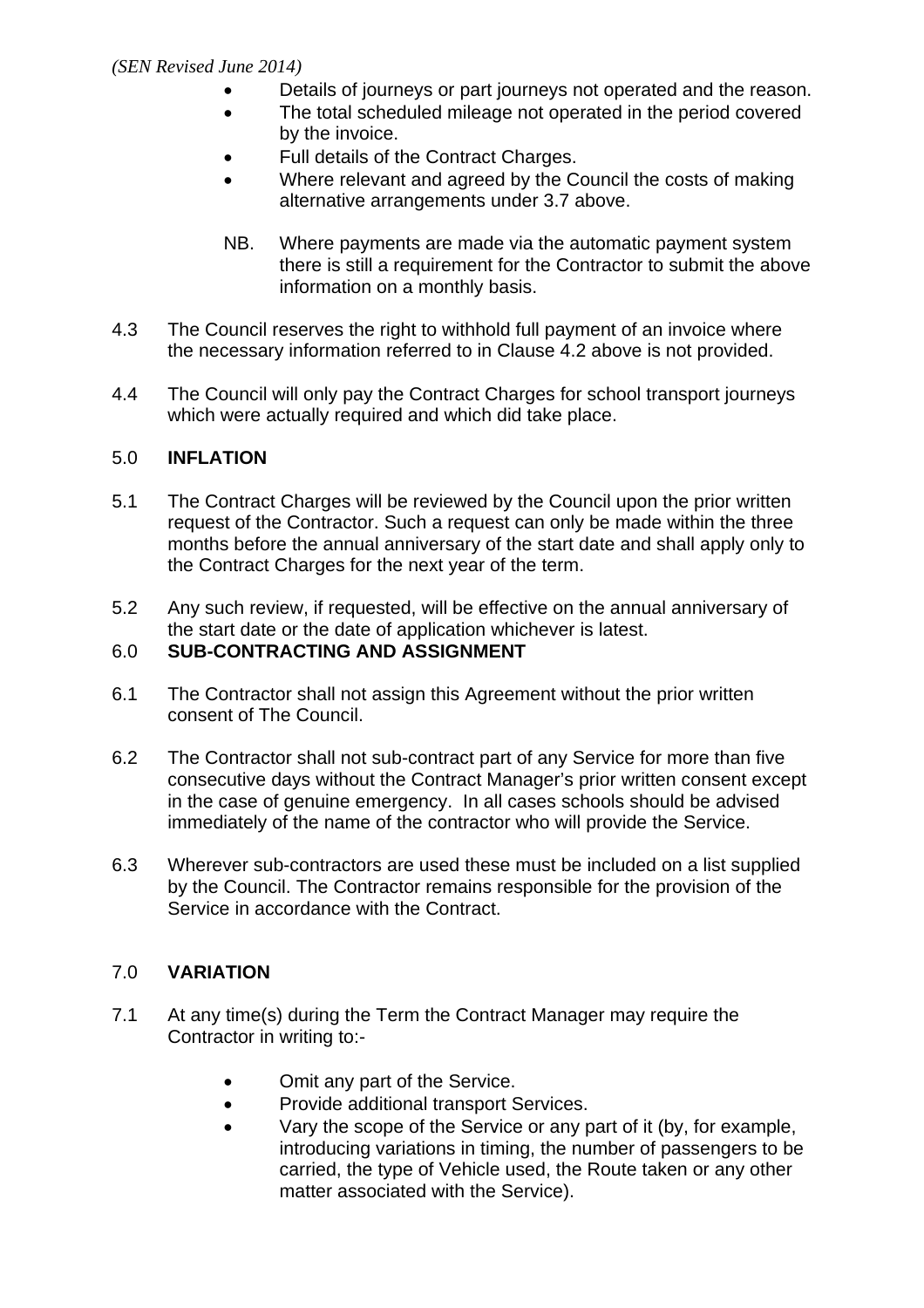- Details of journeys or part journeys not operated and the reason.
- The total scheduled mileage not operated in the period covered by the invoice.
- Full details of the Contract Charges.
- Where relevant and agreed by the Council the costs of making alternative arrangements under 3.7 above.

NB. Where payments are made via the automatic payment system there is still a requirement for the Contractor to submit the above information on a monthly basis.

4.3 The Council reserves the right to withhold full payment of an invoice where the necessary information referred to in Clause 4.2 above is not provided.

4.4 The Council will only pay the Contract Charges for school transport journeys which were actually required and which did take place.

## 5.0 INFLATION

5.1 The Contract Charges will be reviewed by the Council upon the prior written request of the Contractor. Such a request can only be made within the three months before the annual anniversary of the start date and shall apply only to the Contract Charges for the next year of the term.

5.2 Any such review, if requested, will be effective on the annual anniversary of the start date or the date of application whichever is latest.

## 6.0 SUB-CONTRACTING AND ASSIGNMENT

6.1 The Contractor shall not assign this Agreement without the prior written consent of The Council.

6.2 The Contractor shall not sub-contract part of any Service for more than five consecutive days without the Contract Manager's prior written consent except in the case of genuine emergency. In all cases schools should be advised immediately of the name of the contractor who will provide the Service.

6.3 Wherever sub-contractors are used these must be included on a list supplied by the Council. The Contractor remains responsible for the provision of the Service in accordance with the Contract.

## 7.0 VARIATION

7.1 At any time(s) during the Term the Contract Manager may require the Contractor in writing to:-

- Omit any part of the Service.
- Provide additional transport Services.
- Vary the scope of the Service or any part of it (by, for example, introducing variations in timing, the number of passengers to be carried, the type of Vehicle used, the Route taken or any other matter associated with the Service).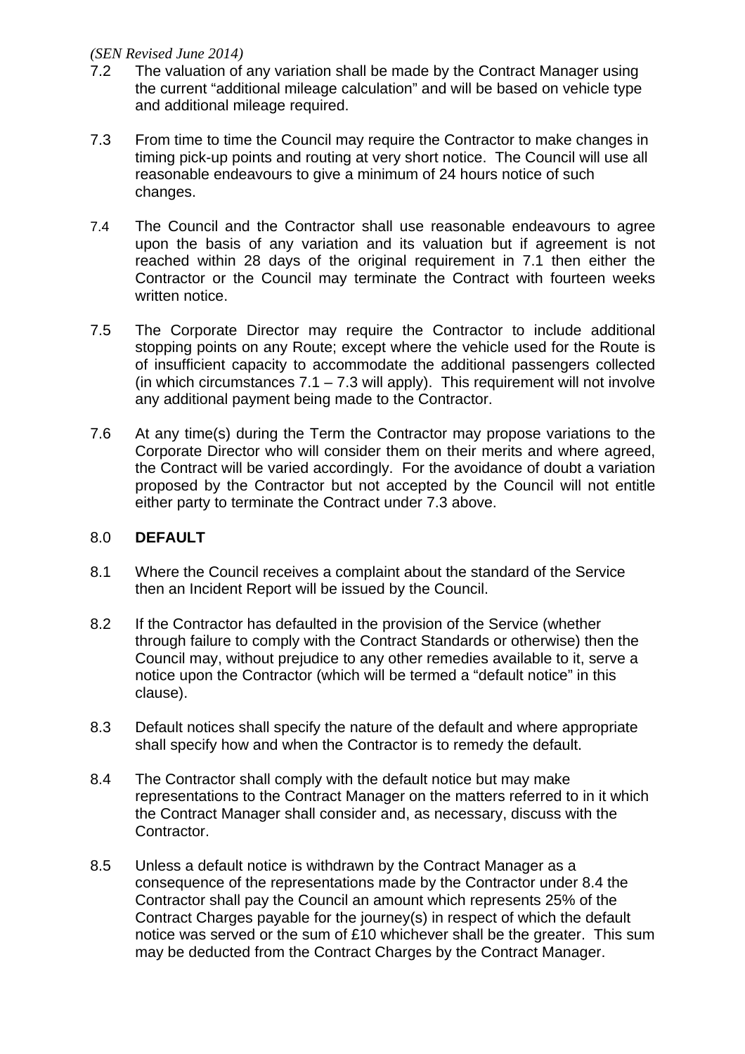7.2 The valuation of any variation shall be made by the Contract Manager using the current "additional mileage calculation" and will be based on vehicle type and additional mileage required.

7.3 From time to time the Council may require the Contractor to make changes in timing pick-up points and routing at very short notice. The Council will use all reasonable endeavours to give a minimum of 24 hours notice of such changes.

7.4 The Council and the Contractor shall use reasonable endeavours to agree upon the basis of any variation and its valuation but if agreement is not reached within 28 days of the original requirement in 7.1 then either the Contractor or the Council may terminate the Contract with fourteen weeks written notice.

7.5 The Corporate Director may require the Contractor to include additional stopping points on any Route; except where the vehicle used for the Route is of insufficient capacity to accommodate the additional passengers collected (in which circumstances 7.1 – 7.3 will apply). This requirement will not involve any additional payment being made to the Contractor.

7.6 At any time(s) during the Term the Contractor may propose variations to the Corporate Director who will consider them on their merits and where agreed, the Contract will be varied accordingly. For the avoidance of doubt a variation proposed by the Contractor but not accepted by the Council will not entitle either party to terminate the Contract under 7.3 above.

## 8.0 DEFAULT

8.1 Where the Council receives a complaint about the standard of the Service then an Incident Report will be issued by the Council.

8.2 If the Contractor has defaulted in the provision of the Service (whether through failure to comply with the Contract Standards or otherwise) then the Council may, without prejudice to any other remedies available to it, serve a notice upon the Contractor (which will be termed a "default notice" in this clause).

8.3 Default notices shall specify the nature of the default and where appropriate shall specify how and when the Contractor is to remedy the default.

8.4 The Contractor shall comply with the default notice but may make representations to the Contract Manager on the matters referred to in it which the Contract Manager shall consider and, as necessary, discuss with the Contractor.

8.5 Unless a default notice is withdrawn by the Contract Manager as a consequence of the representations made by the Contractor under 8.4 the Contractor shall pay the Council an amount which represents 25% of the Contract Charges payable for the journey(s) in respect of which the default notice was served or the sum of £10 whichever shall be the greater. This sum may be deducted from the Contract Charges by the Contract Manager.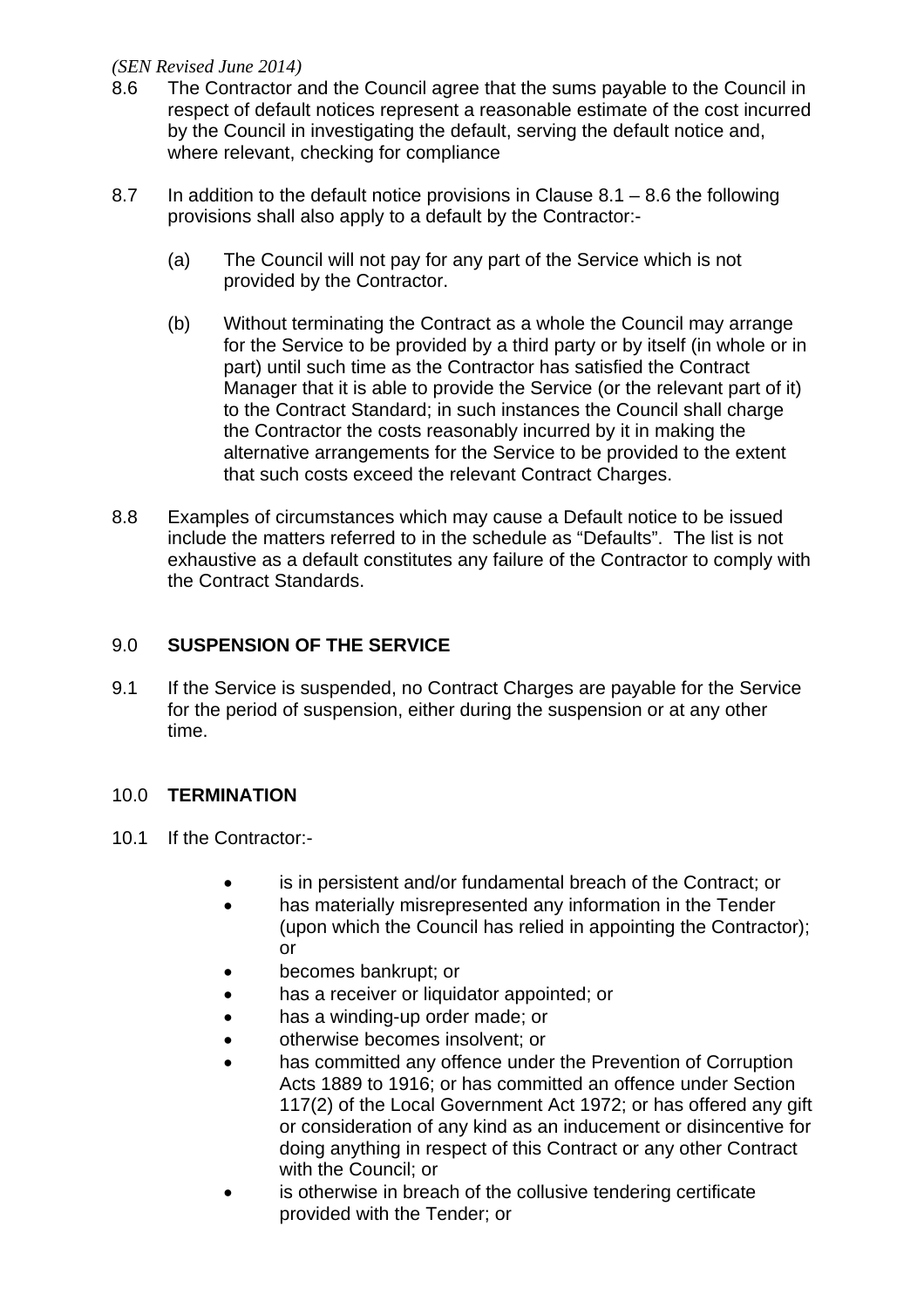8.6 The Contractor and the Council agree that the sums payable to the Council in respect of default notices represent a reasonable estimate of the cost incurred by the Council in investigating the default, serving the default notice and, where relevant, checking for compliance

8.7 In addition to the default notice provisions in Clause 8.1 – 8.6 the following provisions shall also apply to a default by the Contractor:-

(a) The Council will not pay for any part of the Service which is not provided by the Contractor.

(b) Without terminating the Contract as a whole the Council may arrange for the Service to be provided by a third party or by itself (in whole or in part) until such time as the Contractor has satisfied the Contract Manager that it is able to provide the Service (or the relevant part of it) to the Contract Standard; in such instances the Council shall charge the Contractor the costs reasonably incurred by it in making the alternative arrangements for the Service to be provided to the extent that such costs exceed the relevant Contract Charges.

8.8 Examples of circumstances which may cause a Default notice to be issued include the matters referred to in the schedule as "Defaults". The list is not exhaustive as a default constitutes any failure of the Contractor to comply with the Contract Standards.

## 9.0 **SUSPENSION OF THE SERVICE**

9.1 If the Service is suspended, no Contract Charges are payable for the Service for the period of suspension, either during the suspension or at any other time.

## 10.0 **TERMINATION**

10.1 If the Contractor:-

- is in persistent and/or fundamental breach of the Contract; or
- has materially misrepresented any information in the Tender (upon which the Council has relied in appointing the Contractor); or
- becomes bankrupt; or
- has a receiver or liquidator appointed; or
- has a winding-up order made; or
- otherwise becomes insolvent; or
- has committed any offence under the Prevention of Corruption Acts 1889 to 1916; or has committed an offence under Section 117(2) of the Local Government Act 1972; or has offered any gift or consideration of any kind as an inducement or disincentive for doing anything in respect of this Contract or any other Contract with the Council; or
- is otherwise in breach of the collusive tendering certificate provided with the Tender; or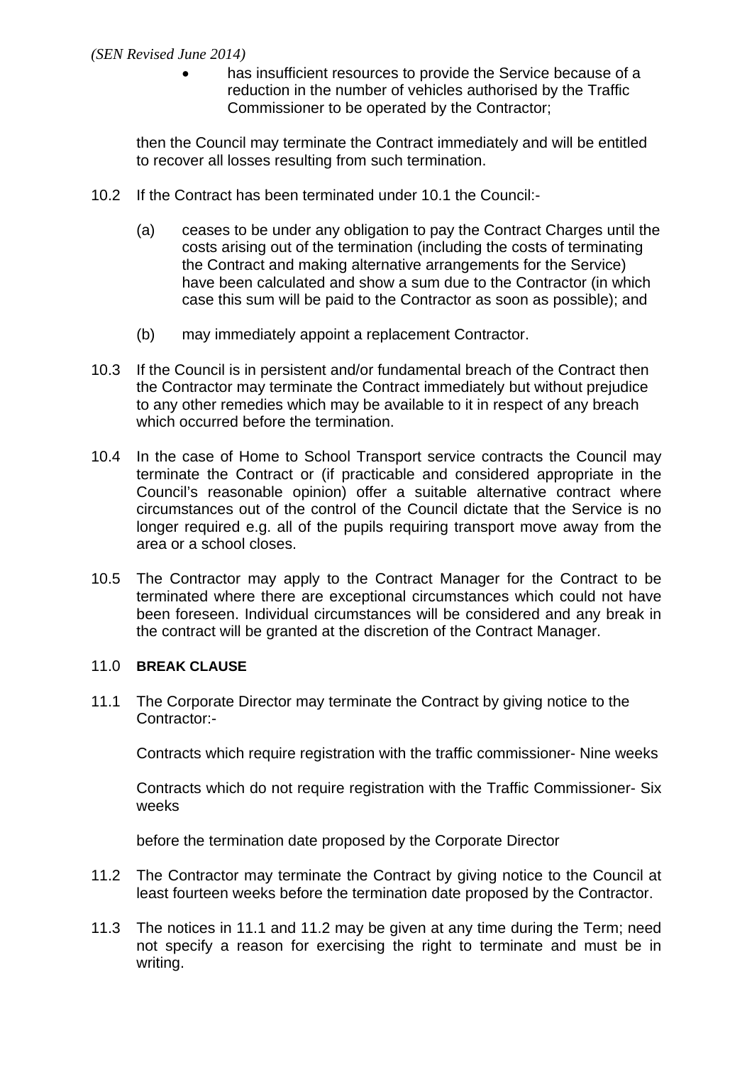- has insufficient resources to provide the Service because of a reduction in the number of vehicles authorised by the Traffic Commissioner to be operated by the Contractor;

then the Council may terminate the Contract immediately and will be entitled to recover all losses resulting from such termination.

10.2 If the Contract has been terminated under 10.1 the Council:-

(a) ceases to be under any obligation to pay the Contract Charges until the costs arising out of the termination (including the costs of terminating the Contract and making alternative arrangements for the Service) have been calculated and show a sum due to the Contractor (in which case this sum will be paid to the Contractor as soon as possible); and

(b) may immediately appoint a replacement Contractor.

10.3 If the Council is in persistent and/or fundamental breach of the Contract then the Contractor may terminate the Contract immediately but without prejudice to any other remedies which may be available to it in respect of any breach which occurred before the termination.

10.4 In the case of Home to School Transport service contracts the Council may terminate the Contract or (if practicable and considered appropriate in the Council's reasonable opinion) offer a suitable alternative contract where circumstances out of the control of the Council dictate that the Service is no longer required e.g. all of the pupils requiring transport move away from the area or a school closes.

10.5 The Contractor may apply to the Contract Manager for the Contract to be terminated where there are exceptional circumstances which could not have been foreseen. Individual circumstances will be considered and any break in the contract will be granted at the discretion of the Contract Manager.

## 11.0 BREAK CLAUSE

11.1 The Corporate Director may terminate the Contract by giving notice to the Contractor:-

Contracts which require registration with the traffic commissioner- Nine weeks

Contracts which do not require registration with the Traffic Commissioner- Six weeks

before the termination date proposed by the Corporate Director

11.2 The Contractor may terminate the Contract by giving notice to the Council at least fourteen weeks before the termination date proposed by the Contractor.

11.3 The notices in 11.1 and 11.2 may be given at any time during the Term; need not specify a reason for exercising the right to terminate and must be in writing.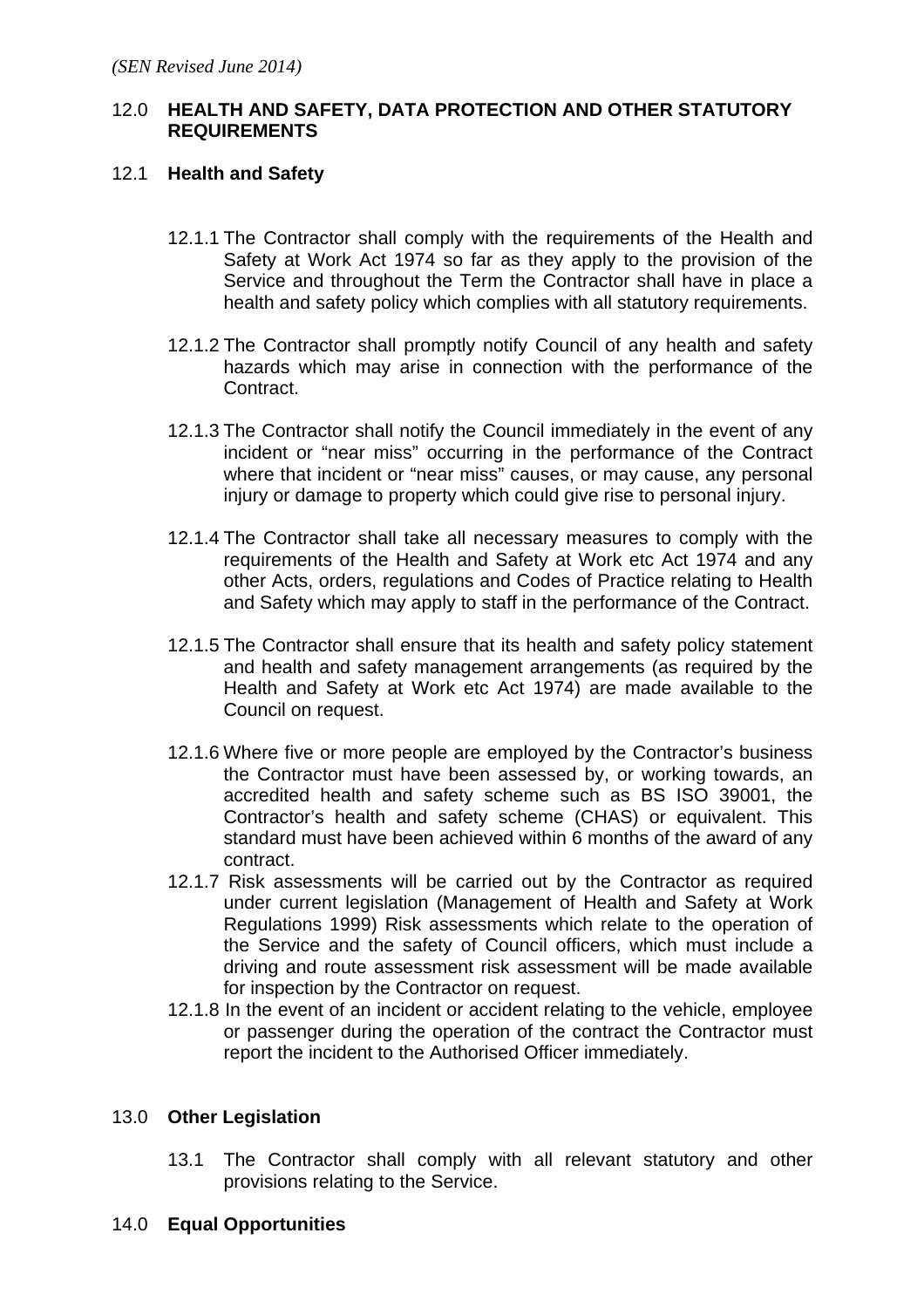*(SEN Revised June 2014)*

## 12.0 HEALTH AND SAFETY, DATA PROTECTION AND OTHER STATUTORY REQUIREMENTS

### 12.1 Health and Safety

12.1.1 The Contractor shall comply with the requirements of the Health and Safety at Work Act 1974 so far as they apply to the provision of the Service and throughout the Term the Contractor shall have in place a health and safety policy which complies with all statutory requirements.

12.1.2 The Contractor shall promptly notify Council of any health and safety hazards which may arise in connection with the performance of the Contract.

12.1.3 The Contractor shall notify the Council immediately in the event of any incident or "near miss" occurring in the performance of the Contract where that incident or "near miss" causes, or may cause, any personal injury or damage to property which could give rise to personal injury.

12.1.4 The Contractor shall take all necessary measures to comply with the requirements of the Health and Safety at Work etc Act 1974 and any other Acts, orders, regulations and Codes of Practice relating to Health and Safety which may apply to staff in the performance of the Contract.

12.1.5 The Contractor shall ensure that its health and safety policy statement and health and safety management arrangements (as required by the Health and Safety at Work etc Act 1974) are made available to the Council on request.

12.1.6 Where five or more people are employed by the Contractor's business the Contractor must have been assessed by, or working towards, an accredited health and safety scheme such as BS ISO 39001, the Contractor's health and safety scheme (CHAS) or equivalent. This standard must have been achieved within 6 months of the award of any contract.

12.1.7 Risk assessments will be carried out by the Contractor as required under current legislation (Management of Health and Safety at Work Regulations 1999) Risk assessments which relate to the operation of the Service and the safety of Council officers, which must include a driving and route assessment risk assessment will be made available for inspection by the Contractor on request.

12.1.8 In the event of an incident or accident relating to the vehicle, employee or passenger during the operation of the contract the Contractor must report the incident to the Authorised Officer immediately.

## 13.0 Other Legislation

13.1 The Contractor shall comply with all relevant statutory and other provisions relating to the Service.

## 14.0 Equal Opportunities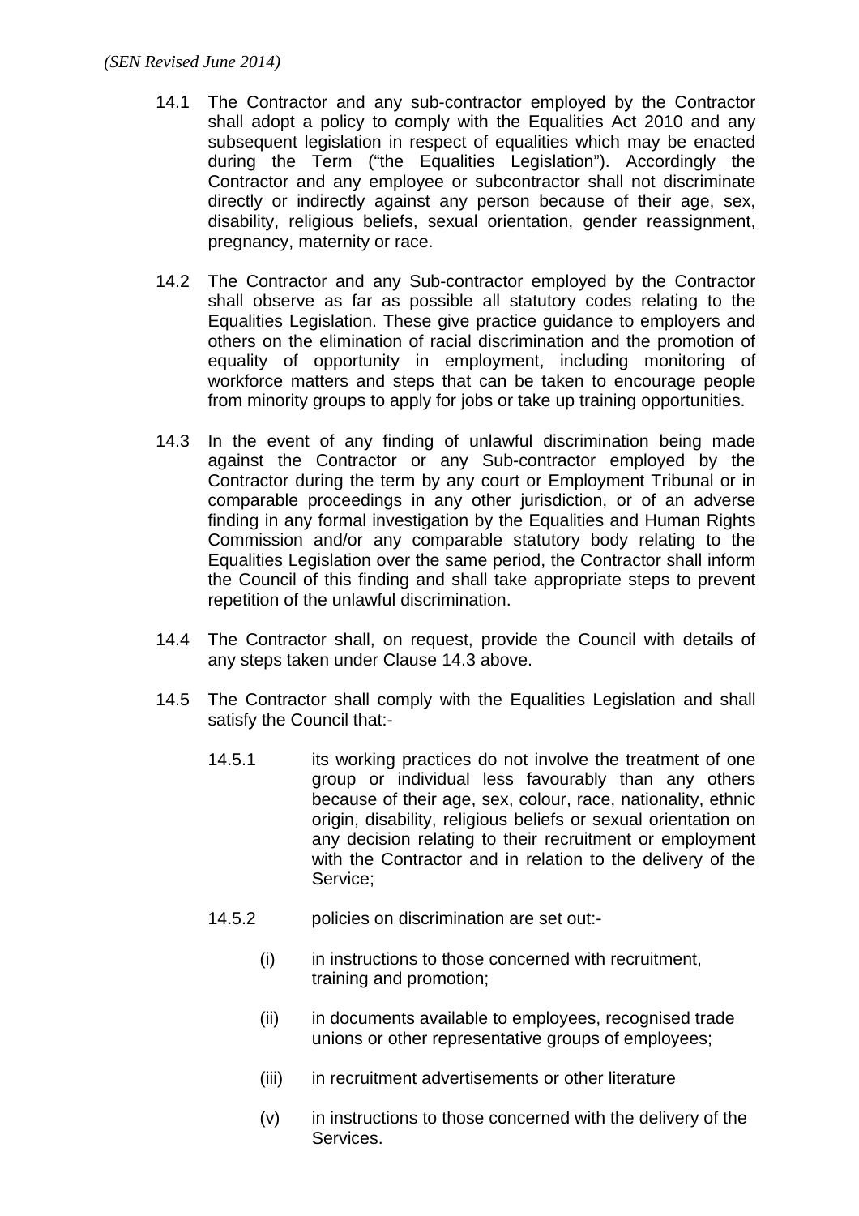*(SEN Revised June 2014)*

14.1 The Contractor and any sub-contractor employed by the Contractor shall adopt a policy to comply with the Equalities Act 2010 and any subsequent legislation in respect of equalities which may be enacted during the Term ("the Equalities Legislation"). Accordingly the Contractor and any employee or subcontractor shall not discriminate directly or indirectly against any person because of their age, sex, disability, religious beliefs, sexual orientation, gender reassignment, pregnancy, maternity or race.

14.2 The Contractor and any Sub-contractor employed by the Contractor shall observe as far as possible all statutory codes relating to the Equalities Legislation. These give practice guidance to employers and others on the elimination of racial discrimination and the promotion of equality of opportunity in employment, including monitoring of workforce matters and steps that can be taken to encourage people from minority groups to apply for jobs or take up training opportunities.

14.3 In the event of any finding of unlawful discrimination being made against the Contractor or any Sub-contractor employed by the Contractor during the term by any court or Employment Tribunal or in comparable proceedings in any other jurisdiction, or of an adverse finding in any formal investigation by the Equalities and Human Rights Commission and/or any comparable statutory body relating to the Equalities Legislation over the same period, the Contractor shall inform the Council of this finding and shall take appropriate steps to prevent repetition of the unlawful discrimination.

14.4 The Contractor shall, on request, provide the Council with details of any steps taken under Clause 14.3 above.

14.5 The Contractor shall comply with the Equalities Legislation and shall satisfy the Council that:-

14.5.1 its working practices do not involve the treatment of one group or individual less favourably than any others because of their age, sex, colour, race, nationality, ethnic origin, disability, religious beliefs or sexual orientation on any decision relating to their recruitment or employment with the Contractor and in relation to the delivery of the Service;

14.5.2 policies on discrimination are set out:-

(i) in instructions to those concerned with recruitment, training and promotion;

(ii) in documents available to employees, recognised trade unions or other representative groups of employees;

(iii) in recruitment advertisements or other literature

(v) in instructions to those concerned with the delivery of the Services.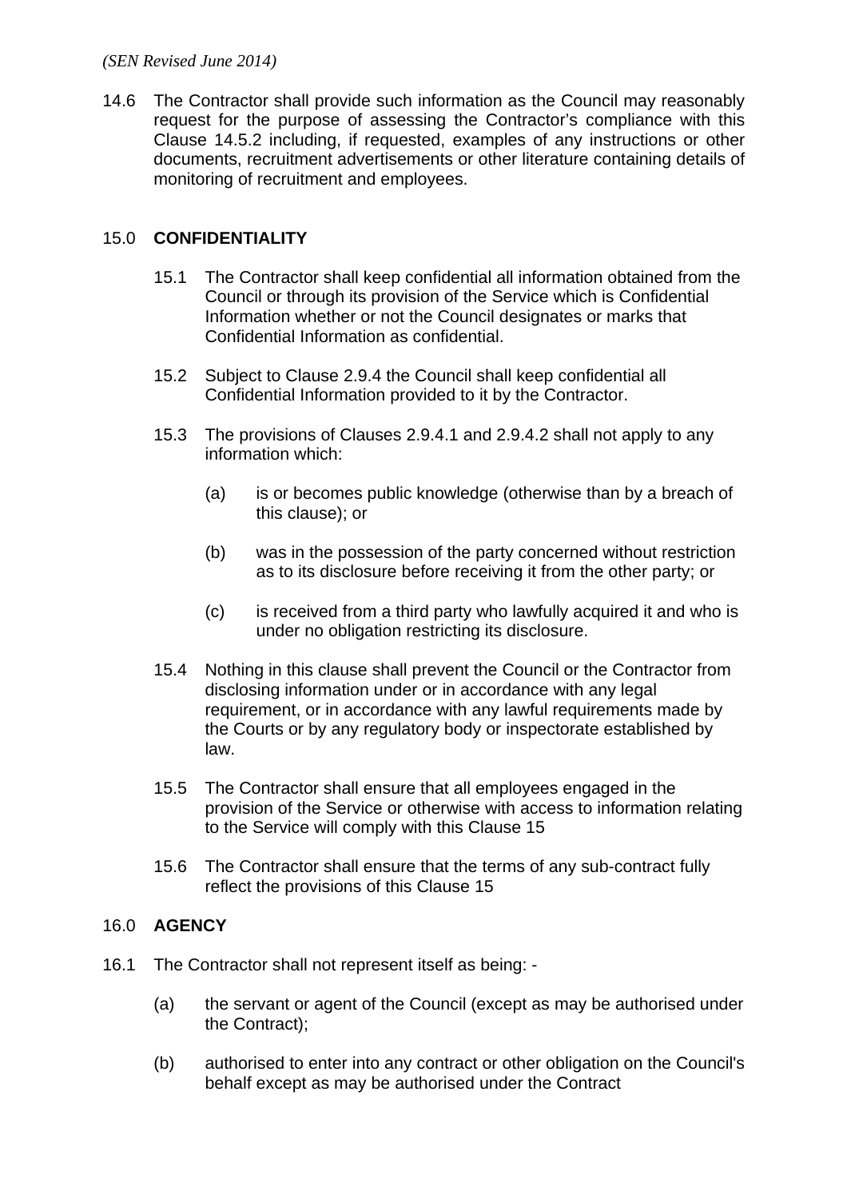14.6 The Contractor shall provide such information as the Council may reasonably request for the purpose of assessing the Contractor's compliance with this Clause 14.5.2 including, if requested, examples of any instructions or other documents, recruitment advertisements or other literature containing details of monitoring of recruitment and employees.

15.0 **CONFIDENTIALITY**

15.1 The Contractor shall keep confidential all information obtained from the Council or through its provision of the Service which is Confidential Information whether or not the Council designates or marks that Confidential Information as confidential.

15.2 Subject to Clause 2.9.4 the Council shall keep confidential all Confidential Information provided to it by the Contractor.

15.3 The provisions of Clauses 2.9.4.1 and 2.9.4.2 shall not apply to any information which:

(a) is or becomes public knowledge (otherwise than by a breach of this clause); or

(b) was in the possession of the party concerned without restriction as to its disclosure before receiving it from the other party; or

(c) is received from a third party who lawfully acquired it and who is under no obligation restricting its disclosure.

15.4 Nothing in this clause shall prevent the Council or the Contractor from disclosing information under or in accordance with any legal requirement, or in accordance with any lawful requirements made by the Courts or by any regulatory body or inspectorate established by law.

15.5 The Contractor shall ensure that all employees engaged in the provision of the Service or otherwise with access to information relating to the Service will comply with this Clause 15

15.6 The Contractor shall ensure that the terms of any sub-contract fully reflect the provisions of this Clause 15

16.0 **AGENCY**

16.1 The Contractor shall not represent itself as being: -

(a) the servant or agent of the Council (except as may be authorised under the Contract);

(b) authorised to enter into any contract or other obligation on the Council's behalf except as may be authorised under the Contract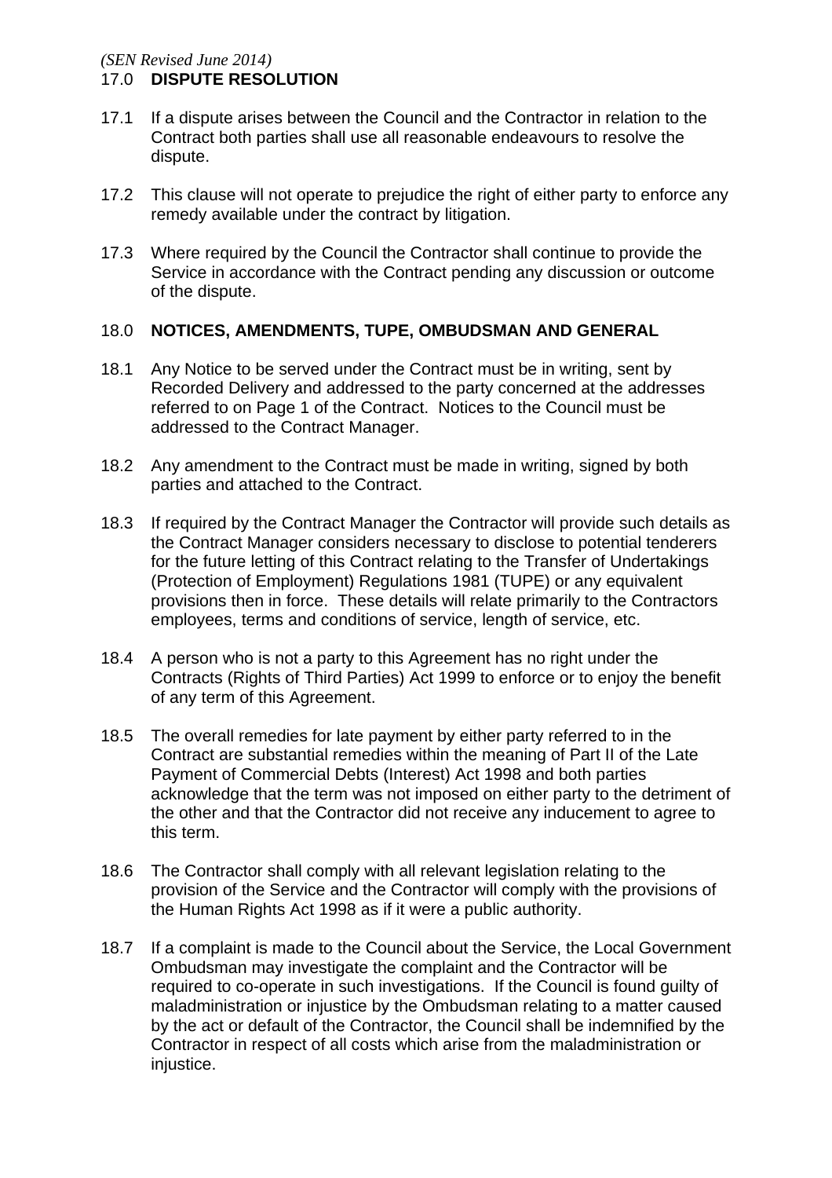*(SEN Revised June 2014)*

## 17.0 **DISPUTE RESOLUTION**

17.1 If a dispute arises between the Council and the Contractor in relation to the Contract both parties shall use all reasonable endeavours to resolve the dispute.

17.2 This clause will not operate to prejudice the right of either party to enforce any remedy available under the contract by litigation.

17.3 Where required by the Council the Contractor shall continue to provide the Service in accordance with the Contract pending any discussion or outcome of the dispute.

## 18.0 **NOTICES, AMENDMENTS, TUPE, OMBUDSMAN AND GENERAL**

18.1 Any Notice to be served under the Contract must be in writing, sent by Recorded Delivery and addressed to the party concerned at the addresses referred to on Page 1 of the Contract. Notices to the Council must be addressed to the Contract Manager.

18.2 Any amendment to the Contract must be made in writing, signed by both parties and attached to the Contract.

18.3 If required by the Contract Manager the Contractor will provide such details as the Contract Manager considers necessary to disclose to potential tenderers for the future letting of this Contract relating to the Transfer of Undertakings (Protection of Employment) Regulations 1981 (TUPE) or any equivalent provisions then in force. These details will relate primarily to the Contractors employees, terms and conditions of service, length of service, etc.

18.4 A person who is not a party to this Agreement has no right under the Contracts (Rights of Third Parties) Act 1999 to enforce or to enjoy the benefit of any term of this Agreement.

18.5 The overall remedies for late payment by either party referred to in the Contract are substantial remedies within the meaning of Part II of the Late Payment of Commercial Debts (Interest) Act 1998 and both parties acknowledge that the term was not imposed on either party to the detriment of the other and that the Contractor did not receive any inducement to agree to this term.

18.6 The Contractor shall comply with all relevant legislation relating to the provision of the Service and the Contractor will comply with the provisions of the Human Rights Act 1998 as if it were a public authority.

18.7 If a complaint is made to the Council about the Service, the Local Government Ombudsman may investigate the complaint and the Contractor will be required to co-operate in such investigations. If the Council is found guilty of maladministration or injustice by the Ombudsman relating to a matter caused by the act or default of the Contractor, the Council shall be indemnified by the Contractor in respect of all costs which arise from the maladministration or injustice.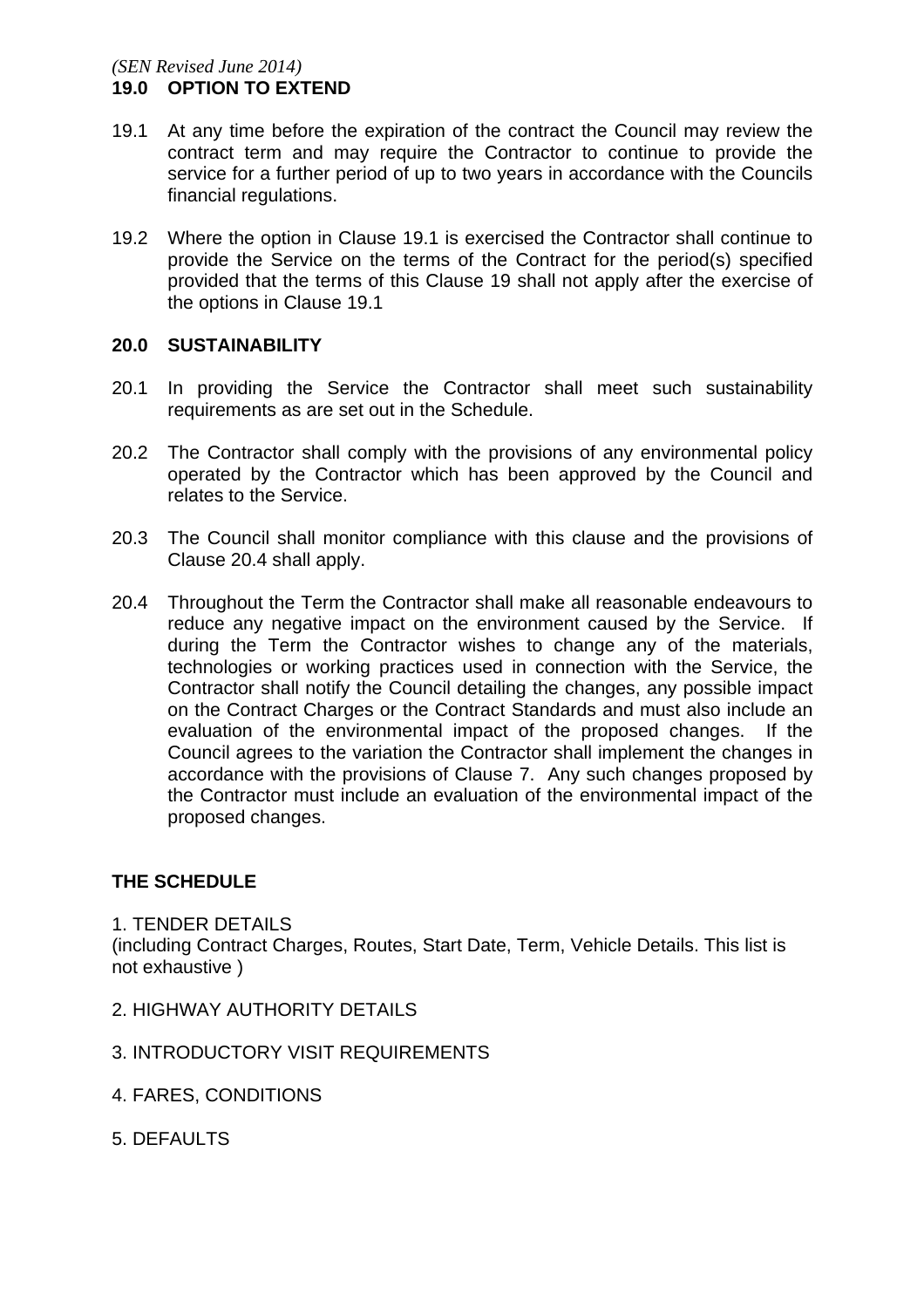*(SEN Revised June 2014)*

## 19.0 OPTION TO EXTEND

19.1 At any time before the expiration of the contract the Council may review the contract term and may require the Contractor to continue to provide the service for a further period of up to two years in accordance with the Councils financial regulations.

19.2 Where the option in Clause 19.1 is exercised the Contractor shall continue to provide the Service on the terms of the Contract for the period(s) specified provided that the terms of this Clause 19 shall not apply after the exercise of the options in Clause 19.1

## 20.0 SUSTAINABILITY

20.1 In providing the Service the Contractor shall meet such sustainability requirements as are set out in the Schedule.

20.2 The Contractor shall comply with the provisions of any environmental policy operated by the Contractor which has been approved by the Council and relates to the Service.

20.3 The Council shall monitor compliance with this clause and the provisions of Clause 20.4 shall apply.

20.4 Throughout the Term the Contractor shall make all reasonable endeavours to reduce any negative impact on the environment caused by the Service. If during the Term the Contractor wishes to change any of the materials, technologies or working practices used in connection with the Service, the Contractor shall notify the Council detailing the changes, any possible impact on the Contract Charges or the Contract Standards and must also include an evaluation of the environmental impact of the proposed changes. If the Council agrees to the variation the Contractor shall implement the changes in accordance with the provisions of Clause 7. Any such changes proposed by the Contractor must include an evaluation of the environmental impact of the proposed changes.

## THE SCHEDULE

1. TENDER DETAILS
(including Contract Charges, Routes, Start Date, Term, Vehicle Details. This list is not exhaustive )

2. HIGHWAY AUTHORITY DETAILS

3. INTRODUCTORY VISIT REQUIREMENTS

4. FARES, CONDITIONS

5. DEFAULTS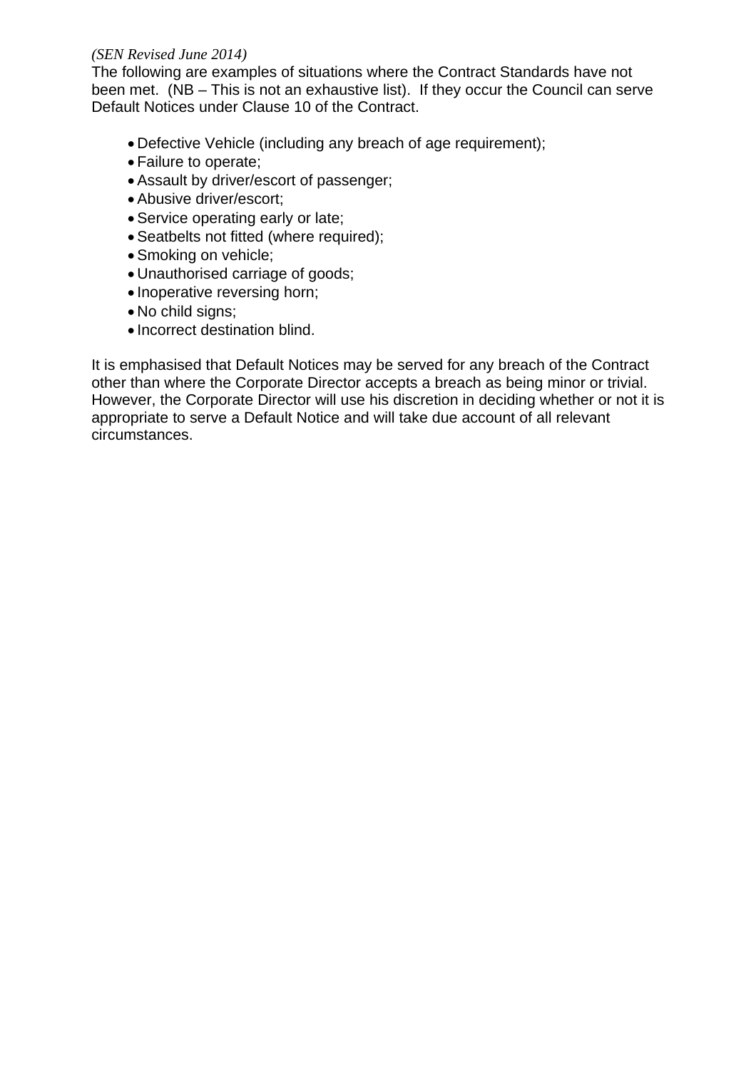*(SEN Revised June 2014)*

The following are examples of situations where the Contract Standards have not been met. (NB – This is not an exhaustive list). If they occur the Council can serve Default Notices under Clause 10 of the Contract.

- Defective Vehicle (including any breach of age requirement);
- Failure to operate;
- Assault by driver/escort of passenger;
- Abusive driver/escort;
- Service operating early or late;
- Seatbelts not fitted (where required);
- Smoking on vehicle;
- Unauthorised carriage of goods;
- Inoperative reversing horn;
- No child signs;
- Incorrect destination blind.

It is emphasised that Default Notices may be served for any breach of the Contract other than where the Corporate Director accepts a breach as being minor or trivial. However, the Corporate Director will use his discretion in deciding whether or not it is appropriate to serve a Default Notice and will take due account of all relevant circumstances.